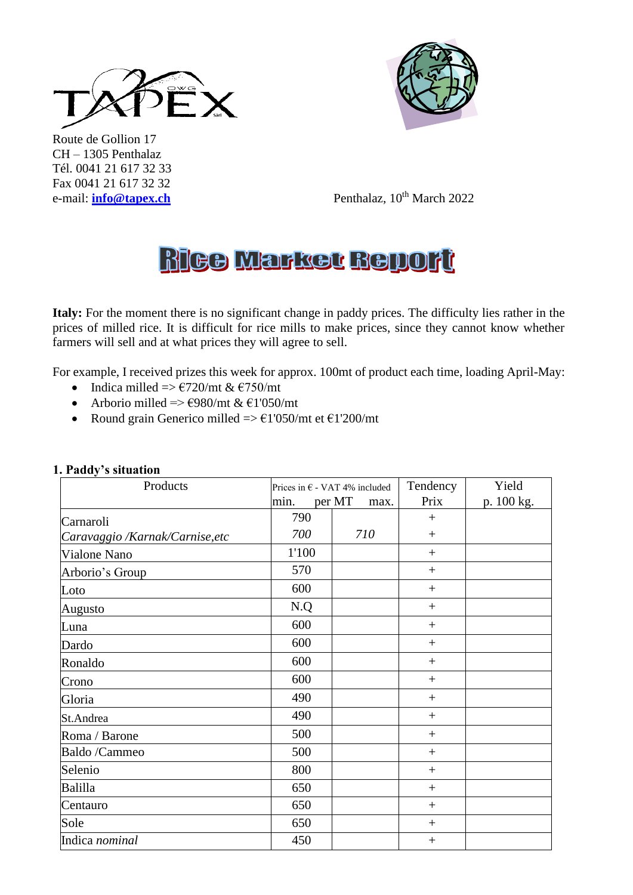TAPEX

Route de Gollion 17
CH – 1305 Penthalaz
Tél. 0041 21 617 32 33
Fax 0041 21 617 32 32
e-mail: **info@tapex.ch**

Penthalaz, 10th March 2022

# Rice Market Report

**Italy:** For the moment there is no significant change in paddy prices. The difficulty lies rather in the prices of milled rice. It is difficult for rice mills to make prices, since they cannot know whether farmers will sell and at what prices they will agree to sell.

For example, I received prizes this week for approx. 100mt of product each time, loading April-May:

- Indica milled => €720/mt & €750/mt
- Arborio milled => €980/mt & €1'050/mt
- Round grain Generico milled => €1'050/mt et €1'200/mt

## 1. Paddy's situation

| Products | Prices in € - VAT 4% included min. per MT | max. | Tendency Prix | Yield p. 100 kg. |
|---|---|---|---|---|
| Carnaroli | 790 | | + | |
| *Caravaggio /Karnak/Carnise,etc* | *700* | *710* | + | |
| Vialone Nano | 1'100 | | + | |
| Arborio's Group | 570 | | + | |
| Loto | 600 | | + | |
| Augusto | N.Q | | + | |
| Luna | 600 | | + | |
| Dardo | 600 | | + | |
| Ronaldo | 600 | | + | |
| Crono | 600 | | + | |
| Gloria | 490 | | + | |
| St.Andrea | 490 | | + | |
| Roma / Barone | 500 | | + | |
| Baldo /Cammeo | 500 | | + | |
| Selenio | 800 | | + | |
| Balilla | 650 | | + | |
| Centauro | 650 | | + | |
| Sole | 650 | | + | |
| Indica *nominal* | 450 | | + | |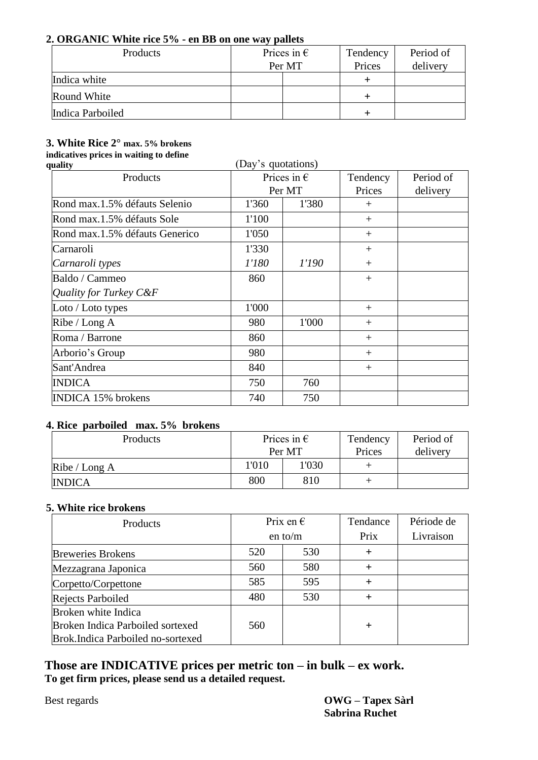**2. ORGANIC White rice 5% - en BB on one way pallets**

| Products | Prices in € Per MT | | Tendency Prices | Period of delivery |
|---|---|---|---|---|
| Indica white | | | + | |
| Round White | | | + | |
| Indica Parboiled | | | + | |

**3. White Rice 2° max. 5% brokens**
**indicatives prices in waiting to define quality**

(Day's quotations)

| Products | Prices in € Per MT | | Tendency Prices | Period of delivery |
|---|---|---|---|---|
| Rond max.1.5% défauts Selenio | 1'360 | 1'380 | + | |
| Rond max.1.5% défauts Sole | 1'100 | | + | |
| Rond max.1.5% défauts Generico | 1'050 | | + | |
| Carnaroli | 1'330 | | + | |
| *Carnaroli types* | *1'180* | *1'190* | + | |
| Baldo / Cammeo | 860 | | + | |
| *Quality for Turkey C&F* | | | | |
| Loto / Loto types | 1'000 | | + | |
| Ribe / Long A | 980 | 1'000 | + | |
| Roma / Barrone | 860 | | + | |
| Arborio's Group | 980 | | + | |
| Sant'Andrea | 840 | | + | |
| INDICA | 750 | 760 | | |
| INDICA 15% brokens | 740 | 750 | | |

**4. Rice parboiled max. 5% brokens**

| Products | Prices in € Per MT | | Tendency Prices | Period of delivery |
|---|---|---|---|---|
| Ribe / Long A | 1'010 | 1'030 | + | |
| INDICA | 800 | 810 | + | |

**5. White rice brokens**

| Products | Prix en € en to/m | | Tendance Prix | Période de Livraison |
|---|---|---|---|---|
| Breweries Brokens | 520 | 530 | + | |
| Mezzagrana Japonica | 560 | 580 | + | |
| Corpetto/Corpettone | 585 | 595 | + | |
| Rejects Parboiled | 480 | 530 | + | |
| Broken white Indica<br>Broken Indica Parboiled sortexed<br>Brok.Indica Parboiled no-sortexed | 560 | | + | |

**Those are INDICATIVE prices per metric ton – in bulk – ex work.**
**To get firm prices, please send us a detailed request.**

Best regards

**OWG – Tapex Sàrl**
**Sabrina Ruchet**